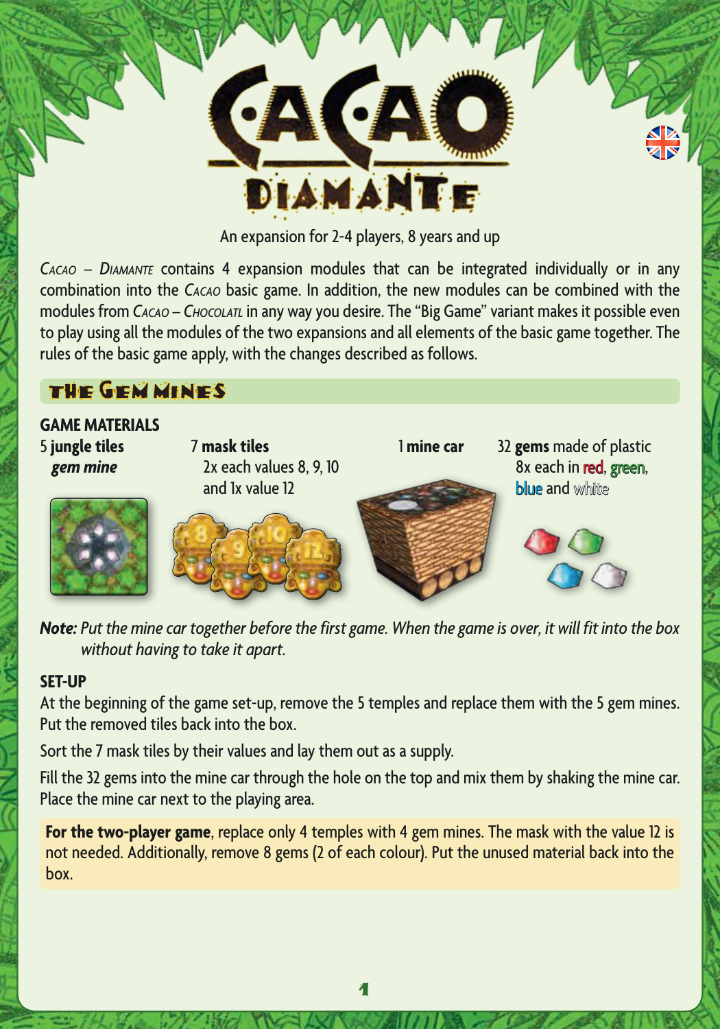# CACAO DIAMANTE

An expansion for 2-4 players, 8 years and up

*Cacao – Diamante* contains 4 expansion modules that can be integrated individually or in any combination into the *Cacao* basic game. In addition, the new modules can be combined with the modules from *Cacao – Chocolatl* in any way you desire. The "Big Game" variant makes it possible even to play using all the modules of the two expansions and all elements of the basic game together. The rules of the basic game apply, with the changes described as follows.

## The Gem Mines

### GAME MATERIALS

5 **jungle tiles**
***gem mine***

7 **mask tiles**
2x each values 8, 9, 10 and 1x value 12

1 **mine car**

32 **gems** made of plastic
8x each in red, green, blue and white

***Note:*** *Put the mine car together before the first game. When the game is over, it will fit into the box without having to take it apart.*

### SET-UP

At the beginning of the game set-up, remove the 5 temples and replace them with the 5 gem mines. Put the removed tiles back into the box.

Sort the 7 mask tiles by their values and lay them out as a supply.

Fill the 32 gems into the mine car through the hole on the top and mix them by shaking the mine car. Place the mine car next to the playing area.

**For the two-player game**, replace only 4 temples with 4 gem mines. The mask with the value 12 is not needed. Additionally, remove 8 gems (2 of each colour). Put the unused material back into the box.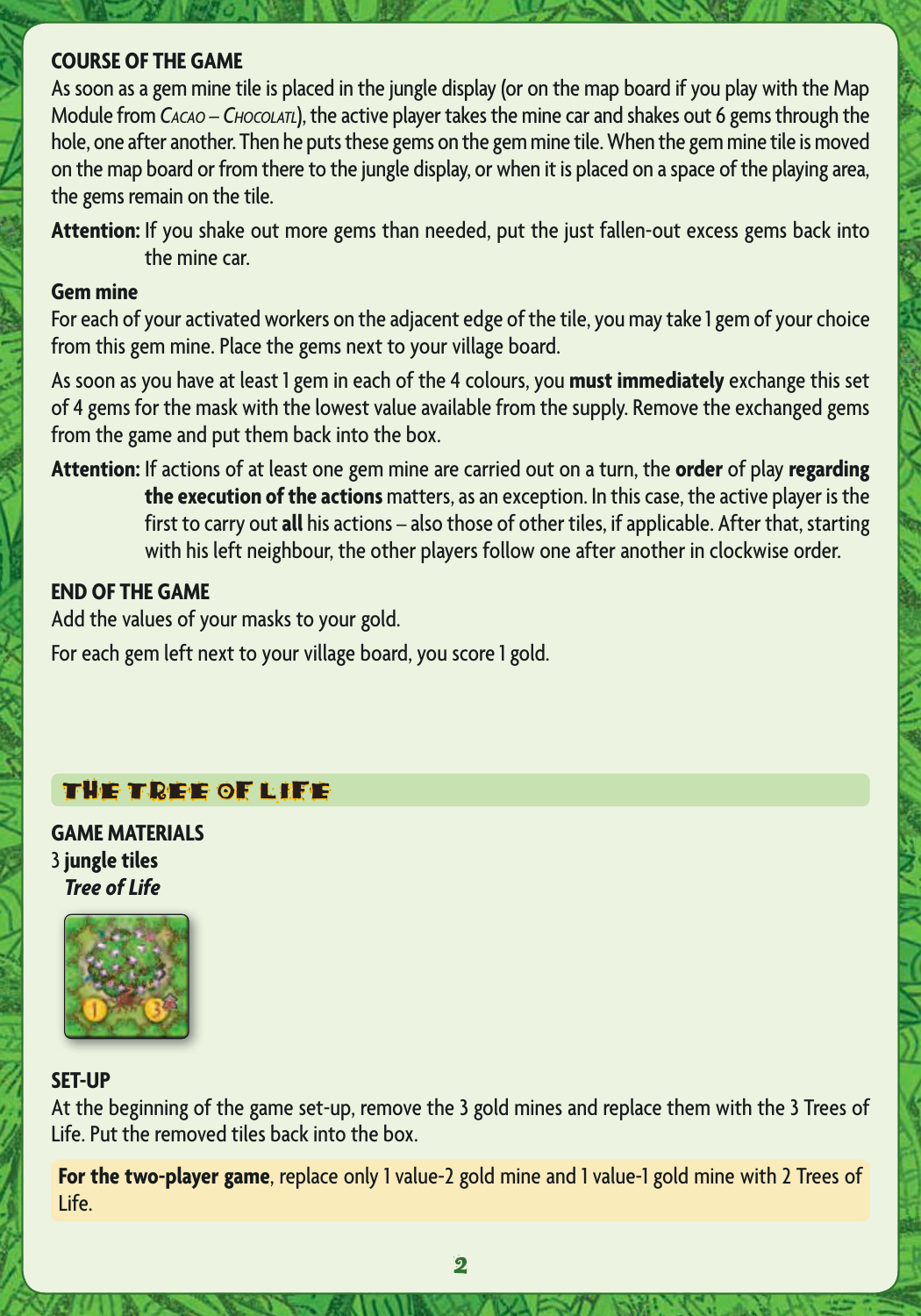### COURSE OF THE GAME

As soon as a gem mine tile is placed in the jungle display (or on the map board if you play with the Map Module from *Cacao – Chocolatl*), the active player takes the mine car and shakes out 6 gems through the hole, one after another. Then he puts these gems on the gem mine tile. When the gem mine tile is moved on the map board or from there to the jungle display, or when it is placed on a space of the playing area, the gems remain on the tile.

**Attention:** If you shake out more gems than needed, put the just fallen-out excess gems back into the mine car.

### Gem mine

For each of your activated workers on the adjacent edge of the tile, you may take 1 gem of your choice from this gem mine. Place the gems next to your village board.

As soon as you have at least 1 gem in each of the 4 colours, you **must immediately** exchange this set of 4 gems for the mask with the lowest value available from the supply. Remove the exchanged gems from the game and put them back into the box.

**Attention:** If actions of at least one gem mine are carried out on a turn, the **order** of play **regarding the execution of the actions** matters, as an exception. In this case, the active player is the first to carry out **all** his actions – also those of other tiles, if applicable. After that, starting with his left neighbour, the other players follow one after another in clockwise order.

### END OF THE GAME

Add the values of your masks to your gold.

For each gem left next to your village board, you score 1 gold.

## THE TREE OF LIFE

### GAME MATERIALS

3 **jungle tiles**
***Tree of Life***

### SET-UP

At the beginning of the game set-up, remove the 3 gold mines and replace them with the 3 Trees of Life. Put the removed tiles back into the box.

**For the two-player game**, replace only 1 value-2 gold mine and 1 value-1 gold mine with 2 Trees of Life.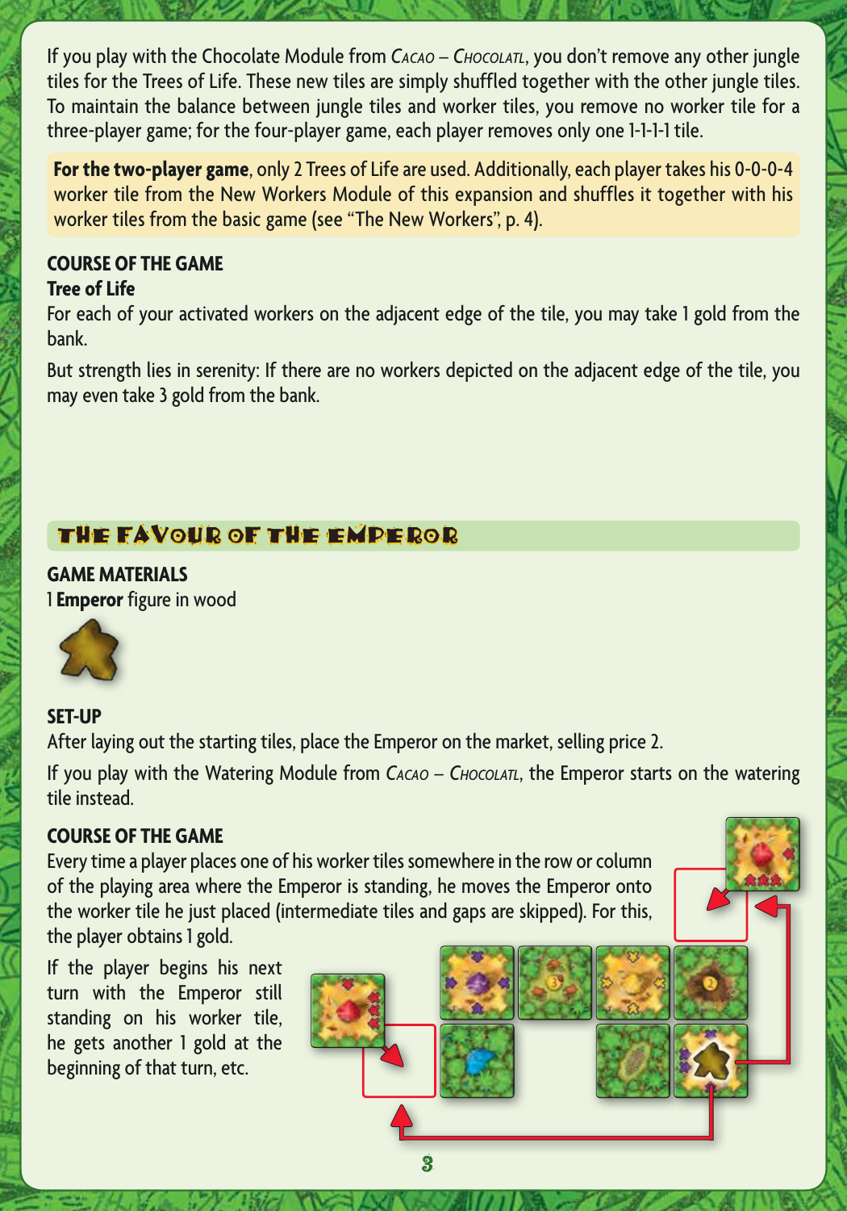If you play with the Chocolate Module from *Cacao – Chocolatl*, you don't remove any other jungle tiles for the Trees of Life. These new tiles are simply shuffled together with the other jungle tiles. To maintain the balance between jungle tiles and worker tiles, you remove no worker tile for a three-player game; for the four-player game, each player removes only one 1-1-1-1 tile.

**For the two-player game**, only 2 Trees of Life are used. Additionally, each player takes his 0-0-0-4 worker tile from the New Workers Module of this expansion and shuffles it together with his worker tiles from the basic game (see "The New Workers", p. 4).

### COURSE OF THE GAME

**Tree of Life**

For each of your activated workers on the adjacent edge of the tile, you may take 1 gold from the bank.

But strength lies in serenity: If there are no workers depicted on the adjacent edge of the tile, you may even take 3 gold from the bank.

## THE FAVOUR OF THE EMPEROR

### GAME MATERIALS

1 **Emperor** figure in wood

### SET-UP

After laying out the starting tiles, place the Emperor on the market, selling price 2.

If you play with the Watering Module from *Cacao – Chocolatl*, the Emperor starts on the watering tile instead.

### COURSE OF THE GAME

Every time a player places one of his worker tiles somewhere in the row or column of the playing area where the Emperor is standing, he moves the Emperor onto the worker tile he just placed (intermediate tiles and gaps are skipped). For this, the player obtains 1 gold.

If the player begins his next turn with the Emperor still standing on his worker tile, he gets another 1 gold at the beginning of that turn, etc.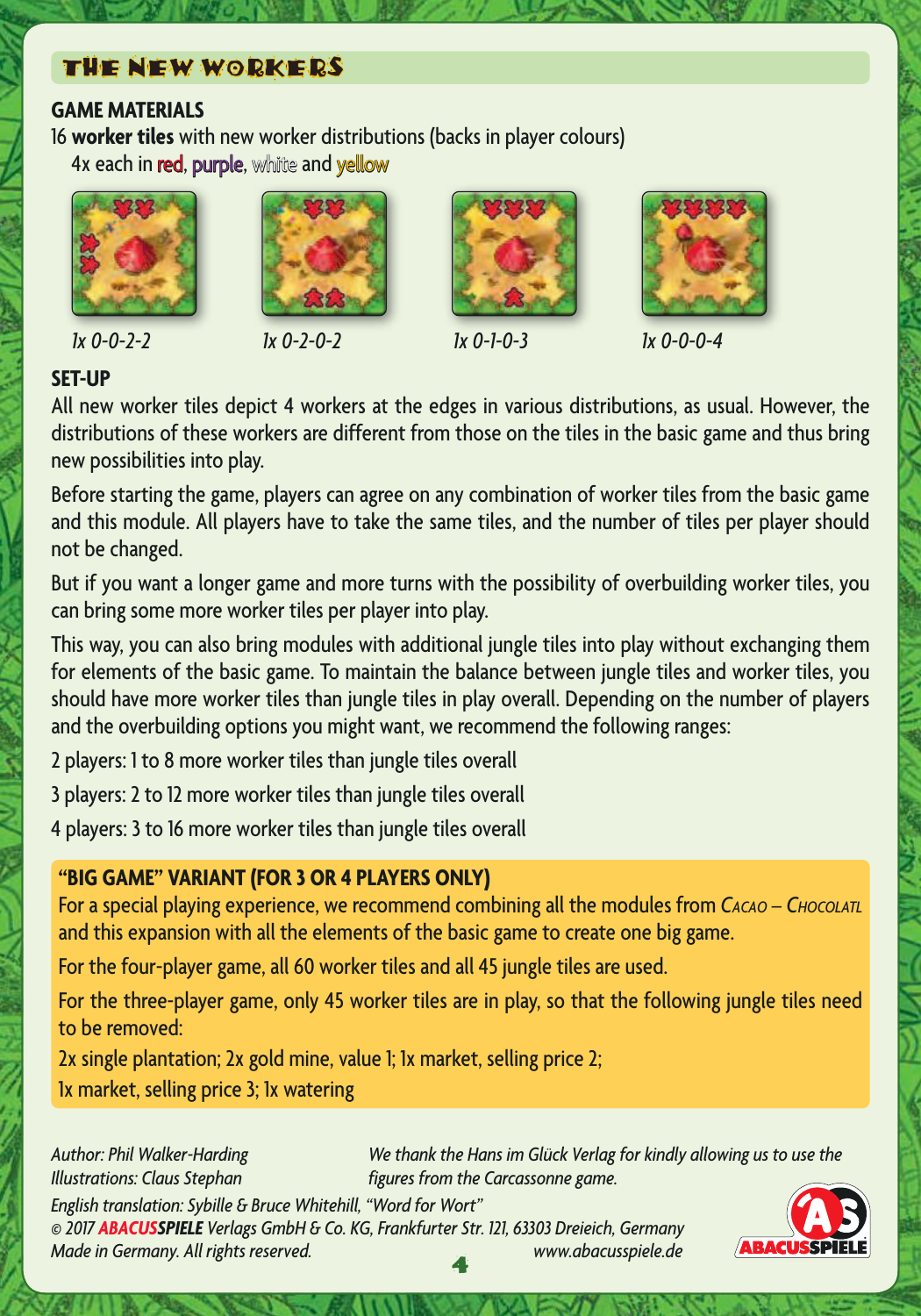## THE NEW WORKERS

### GAME MATERIALS

16 **worker tiles** with new worker distributions (backs in player colours)
4x each in red, purple, white and yellow

*1x 0-0-2-2* *1x 0-2-0-2* *1x 0-1-0-3* *1x 0-0-0-4*

### SET-UP

All new worker tiles depict 4 workers at the edges in various distributions, as usual. However, the distributions of these workers are different from those on the tiles in the basic game and thus bring new possibilities into play.

Before starting the game, players can agree on any combination of worker tiles from the basic game and this module. All players have to take the same tiles, and the number of tiles per player should not be changed.

But if you want a longer game and more turns with the possibility of overbuilding worker tiles, you can bring some more worker tiles per player into play.

This way, you can also bring modules with additional jungle tiles into play without exchanging them for elements of the basic game. To maintain the balance between jungle tiles and worker tiles, you should have more worker tiles than jungle tiles in play overall. Depending on the number of players and the overbuilding options you might want, we recommend the following ranges:

2 players: 1 to 8 more worker tiles than jungle tiles overall

3 players: 2 to 12 more worker tiles than jungle tiles overall

4 players: 3 to 16 more worker tiles than jungle tiles overall

### "BIG GAME" VARIANT (FOR 3 OR 4 PLAYERS ONLY)

For a special playing experience, we recommend combining all the modules from *Cacao – Chocolatl* and this expansion with all the elements of the basic game to create one big game.

For the four-player game, all 60 worker tiles and all 45 jungle tiles are used.

For the three-player game, only 45 worker tiles are in play, so that the following jungle tiles need to be removed:

2x single plantation; 2x gold mine, value 1; 1x market, selling price 2;
1x market, selling price 3; 1x watering

*Author: Phil Walker-Harding*
*Illustrations: Claus Stephan*

*We thank the Hans im Glück Verlag for kindly allowing us to use the figures from the Carcassonne game.*

*English translation: Sybille & Bruce Whitehill, "Word for Wort"*
*© 2017 **ABACUSSPIELE** Verlags GmbH & Co. KG, Frankfurter Str. 121, 63303 Dreieich, Germany*
*Made in Germany. All rights reserved.* *www.abacusspiele.de*

ABACUSSPIELE